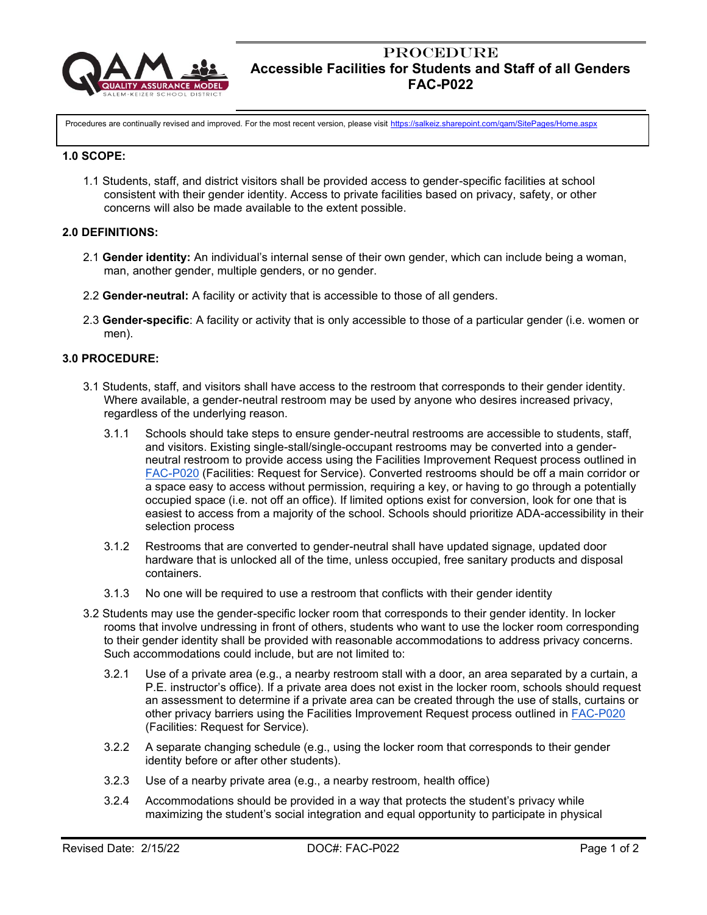# PROCEDURE
# Accessible Facilities for Students and Staff of all Genders
# FAC-P022

Procedures are continually revised and improved. For the most recent version, please visit https://salkeiz.sharepoint.com/qam/SitePages/Home.aspx

**1.0 SCOPE:**

1.1 Students, staff, and district visitors shall be provided access to gender-specific facilities at school consistent with their gender identity. Access to private facilities based on privacy, safety, or other concerns will also be made available to the extent possible.

**2.0 DEFINITIONS:**

2.1 **Gender identity:** An individual's internal sense of their own gender, which can include being a woman, man, another gender, multiple genders, or no gender.

2.2 **Gender-neutral:** A facility or activity that is accessible to those of all genders.

2.3 **Gender-specific**: A facility or activity that is only accessible to those of a particular gender (i.e. women or men).

**3.0 PROCEDURE:**

3.1 Students, staff, and visitors shall have access to the restroom that corresponds to their gender identity. Where available, a gender-neutral restroom may be used by anyone who desires increased privacy, regardless of the underlying reason.

3.1.1 Schools should take steps to ensure gender-neutral restrooms are accessible to students, staff, and visitors. Existing single-stall/single-occupant restrooms may be converted into a gender-neutral restroom to provide access using the Facilities Improvement Request process outlined in FAC-P020 (Facilities: Request for Service). Converted restrooms should be off a main corridor or a space easy to access without permission, requiring a key, or having to go through a potentially occupied space (i.e. not off an office). If limited options exist for conversion, look for one that is easiest to access from a majority of the school. Schools should prioritize ADA-accessibility in their selection process

3.1.2 Restrooms that are converted to gender-neutral shall have updated signage, updated door hardware that is unlocked all of the time, unless occupied, free sanitary products and disposal containers.

3.1.3 No one will be required to use a restroom that conflicts with their gender identity

3.2 Students may use the gender-specific locker room that corresponds to their gender identity. In locker rooms that involve undressing in front of others, students who want to use the locker room corresponding to their gender identity shall be provided with reasonable accommodations to address privacy concerns. Such accommodations could include, but are not limited to:

3.2.1 Use of a private area (e.g., a nearby restroom stall with a door, an area separated by a curtain, a P.E. instructor's office). If a private area does not exist in the locker room, schools should request an assessment to determine if a private area can be created through the use of stalls, curtains or other privacy barriers using the Facilities Improvement Request process outlined in FAC-P020 (Facilities: Request for Service).

3.2.2 A separate changing schedule (e.g., using the locker room that corresponds to their gender identity before or after other students).

3.2.3 Use of a nearby private area (e.g., a nearby restroom, health office)

3.2.4 Accommodations should be provided in a way that protects the student's privacy while maximizing the student's social integration and equal opportunity to participate in physical

Revised Date: 2/15/22 DOC#: FAC-P022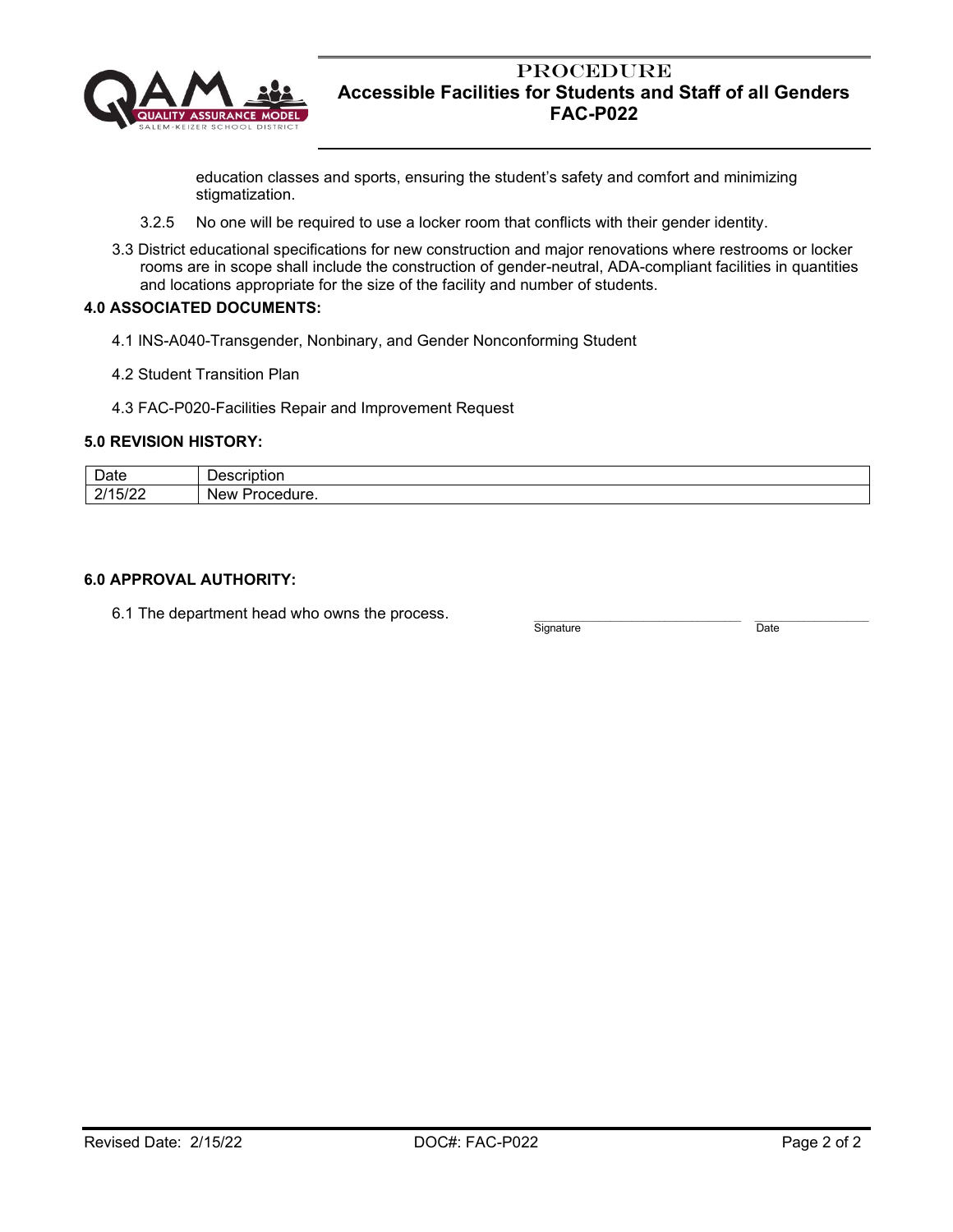education classes and sports, ensuring the student's safety and comfort and minimizing stigmatization.

3.2.5 No one will be required to use a locker room that conflicts with their gender identity.

3.3 District educational specifications for new construction and major renovations where restrooms or locker rooms are in scope shall include the construction of gender-neutral, ADA-compliant facilities in quantities and locations appropriate for the size of the facility and number of students.

**4.0 ASSOCIATED DOCUMENTS:**

4.1 INS-A040-Transgender, Nonbinary, and Gender Nonconforming Student

4.2 Student Transition Plan

4.3 FAC-P020-Facilities Repair and Improvement Request

**5.0 REVISION HISTORY:**

| Date | Description |
|---|---|
| 2/15/22 | New Procedure. |

**6.0 APPROVAL AUTHORITY:**

6.1 The department head who owns the process.

Signature ____________________ Date ____________